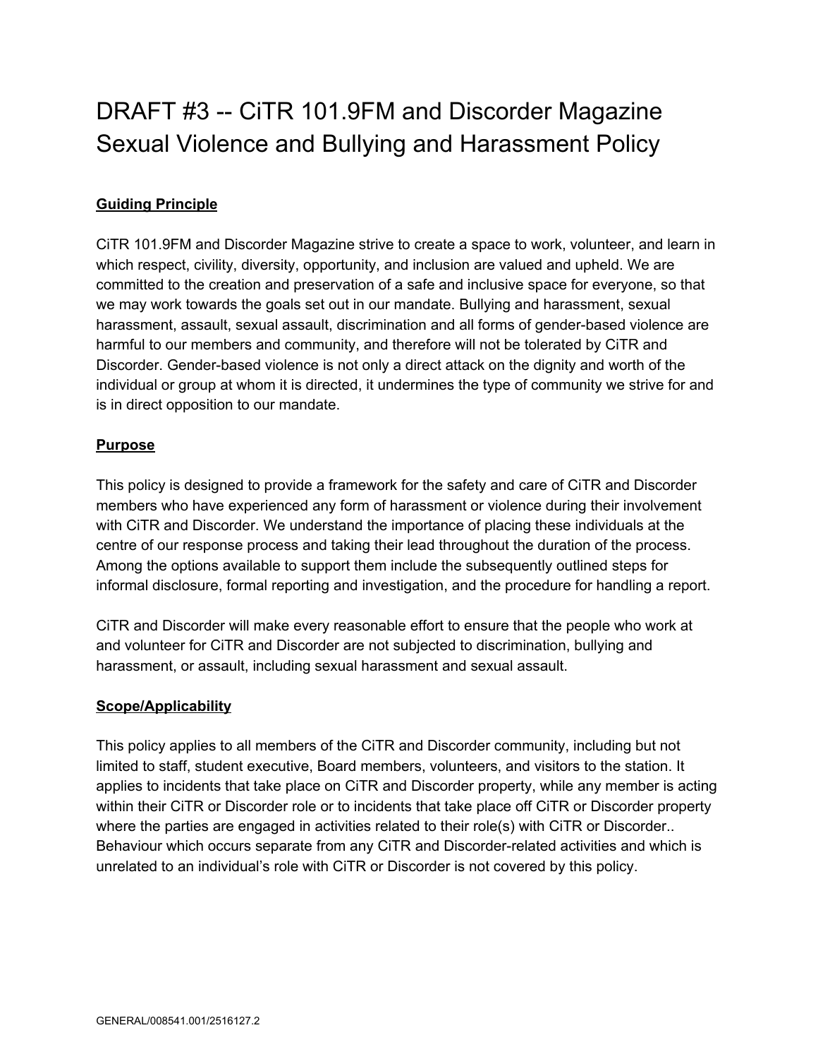# DRAFT #3 -- CiTR 101.9FM and Discorder Magazine Sexual Violence and Bullying and Harassment Policy

**Guiding Principle**

CiTR 101.9FM and Discorder Magazine strive to create a space to work, volunteer, and learn in which respect, civility, diversity, opportunity, and inclusion are valued and upheld. We are committed to the creation and preservation of a safe and inclusive space for everyone, so that we may work towards the goals set out in our mandate. Bullying and harassment, sexual harassment, assault, sexual assault, discrimination and all forms of gender-based violence are harmful to our members and community, and therefore will not be tolerated by CiTR and Discorder. Gender-based violence is not only a direct attack on the dignity and worth of the individual or group at whom it is directed, it undermines the type of community we strive for and is in direct opposition to our mandate.

**Purpose**

This policy is designed to provide a framework for the safety and care of CiTR and Discorder members who have experienced any form of harassment or violence during their involvement with CiTR and Discorder. We understand the importance of placing these individuals at the centre of our response process and taking their lead throughout the duration of the process. Among the options available to support them include the subsequently outlined steps for informal disclosure, formal reporting and investigation, and the procedure for handling a report.

CiTR and Discorder will make every reasonable effort to ensure that the people who work at and volunteer for CiTR and Discorder are not subjected to discrimination, bullying and harassment, or assault, including sexual harassment and sexual assault.

**Scope/Applicability**

This policy applies to all members of the CiTR and Discorder community, including but not limited to staff, student executive, Board members, volunteers, and visitors to the station. It applies to incidents that take place on CiTR and Discorder property, while any member is acting within their CiTR or Discorder role or to incidents that take place off CiTR or Discorder property where the parties are engaged in activities related to their role(s) with CiTR or Discorder.. Behaviour which occurs separate from any CiTR and Discorder-related activities and which is unrelated to an individual's role with CiTR or Discorder is not covered by this policy.

GENERAL/008541.001/2516127.2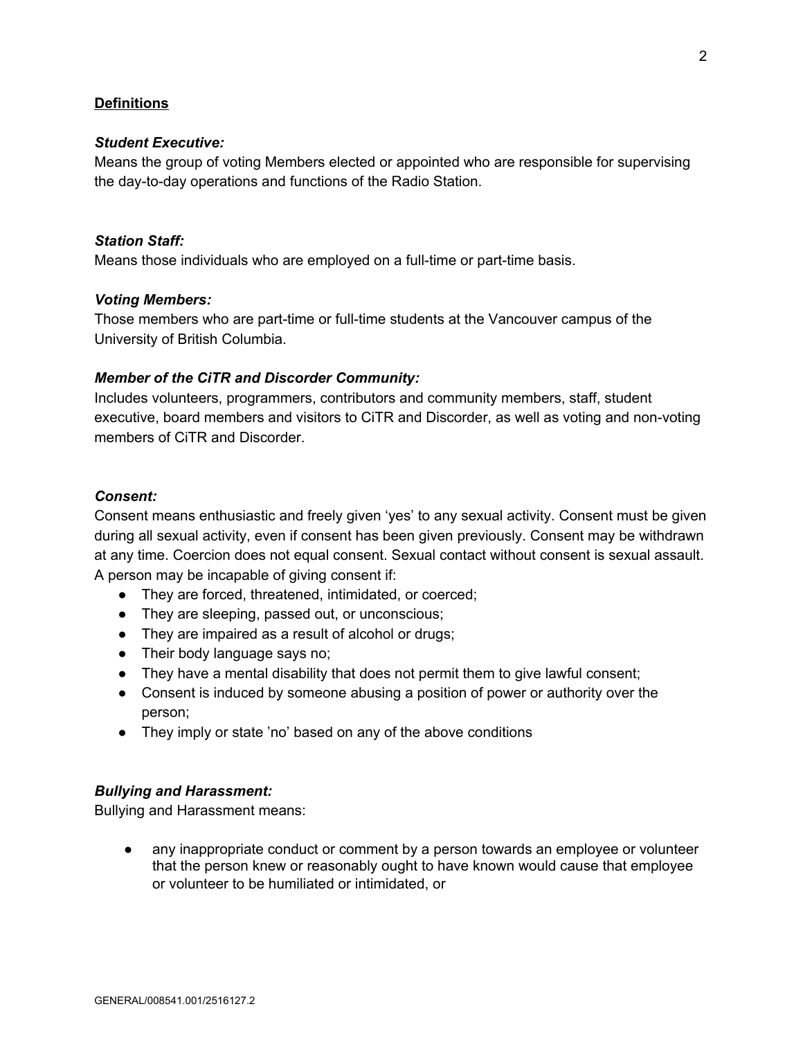## Definitions

***Student Executive:***
Means the group of voting Members elected or appointed who are responsible for supervising the day-to-day operations and functions of the Radio Station.

***Station Staff:***
Means those individuals who are employed on a full-time or part-time basis.

***Voting Members:***
Those members who are part-time or full-time students at the Vancouver campus of the University of British Columbia.

***Member of the CiTR and Discorder Community:***
Includes volunteers, programmers, contributors and community members, staff, student executive, board members and visitors to CiTR and Discorder, as well as voting and non-voting members of CiTR and Discorder.

***Consent:***
Consent means enthusiastic and freely given 'yes' to any sexual activity. Consent must be given during all sexual activity, even if consent has been given previously. Consent may be withdrawn at any time. Coercion does not equal consent. Sexual contact without consent is sexual assault. A person may be incapable of giving consent if:

- They are forced, threatened, intimidated, or coerced;
- They are sleeping, passed out, or unconscious;
- They are impaired as a result of alcohol or drugs;
- Their body language says no;
- They have a mental disability that does not permit them to give lawful consent;
- Consent is induced by someone abusing a position of power or authority over the person;
- They imply or state 'no' based on any of the above conditions

***Bullying and Harassment:***
Bullying and Harassment means:

- any inappropriate conduct or comment by a person towards an employee or volunteer that the person knew or reasonably ought to have known would cause that employee or volunteer to be humiliated or intimidated, or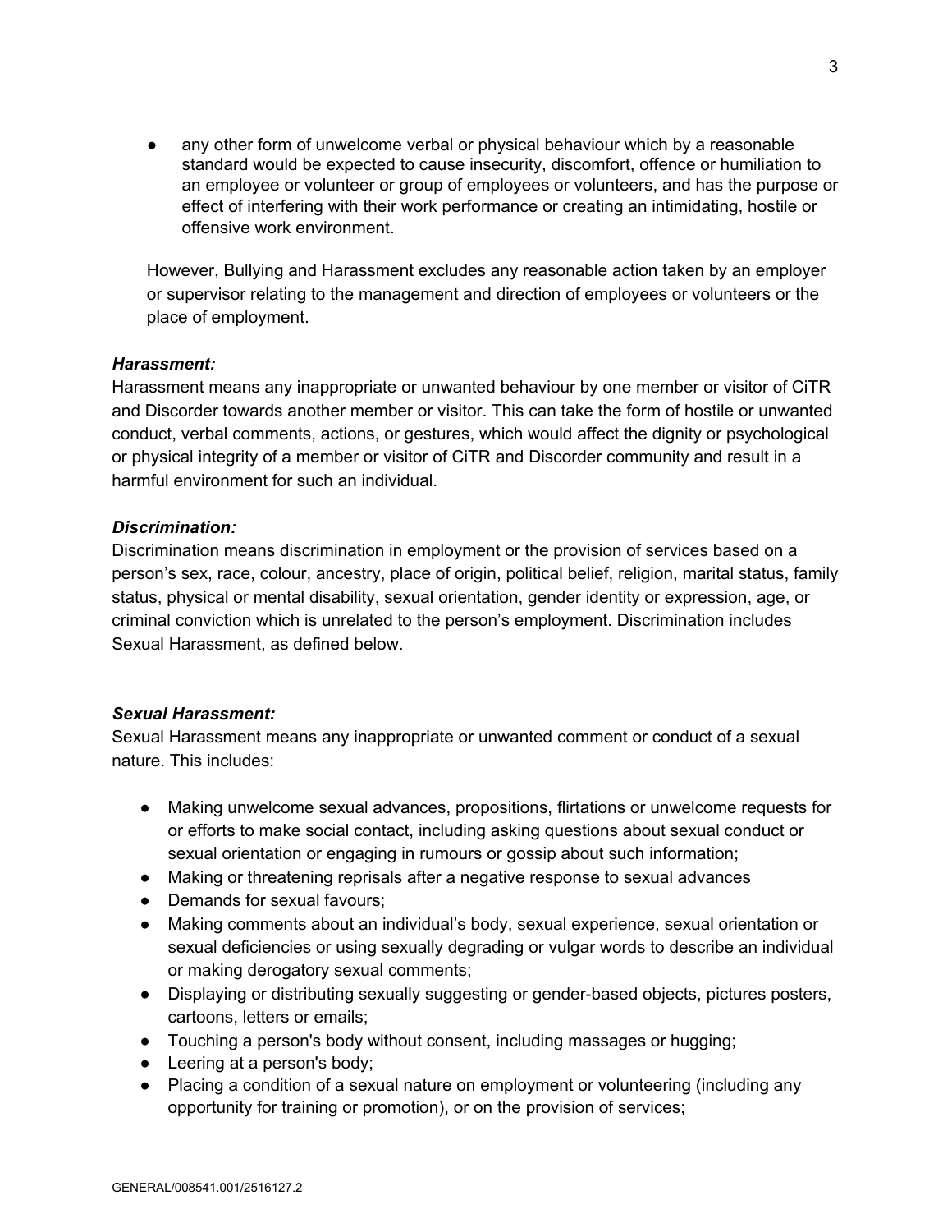- any other form of unwelcome verbal or physical behaviour which by a reasonable standard would be expected to cause insecurity, discomfort, offence or humiliation to an employee or volunteer or group of employees or volunteers, and has the purpose or effect of interfering with their work performance or creating an intimidating, hostile or offensive work environment.

However, Bullying and Harassment excludes any reasonable action taken by an employer or supervisor relating to the management and direction of employees or volunteers or the place of employment.

***Harassment:***

Harassment means any inappropriate or unwanted behaviour by one member or visitor of CiTR and Discorder towards another member or visitor. This can take the form of hostile or unwanted conduct, verbal comments, actions, or gestures, which would affect the dignity or psychological or physical integrity of a member or visitor of CiTR and Discorder community and result in a harmful environment for such an individual.

***Discrimination:***

Discrimination means discrimination in employment or the provision of services based on a person's sex, race, colour, ancestry, place of origin, political belief, religion, marital status, family status, physical or mental disability, sexual orientation, gender identity or expression, age, or criminal conviction which is unrelated to the person's employment. Discrimination includes Sexual Harassment, as defined below.

***Sexual Harassment:***

Sexual Harassment means any inappropriate or unwanted comment or conduct of a sexual nature. This includes:

- Making unwelcome sexual advances, propositions, flirtations or unwelcome requests for or efforts to make social contact, including asking questions about sexual conduct or sexual orientation or engaging in rumours or gossip about such information;
- Making or threatening reprisals after a negative response to sexual advances
- Demands for sexual favours;
- Making comments about an individual's body, sexual experience, sexual orientation or sexual deficiencies or using sexually degrading or vulgar words to describe an individual or making derogatory sexual comments;
- Displaying or distributing sexually suggesting or gender-based objects, pictures posters, cartoons, letters or emails;
- Touching a person's body without consent, including massages or hugging;
- Leering at a person's body;
- Placing a condition of a sexual nature on employment or volunteering (including any opportunity for training or promotion), or on the provision of services;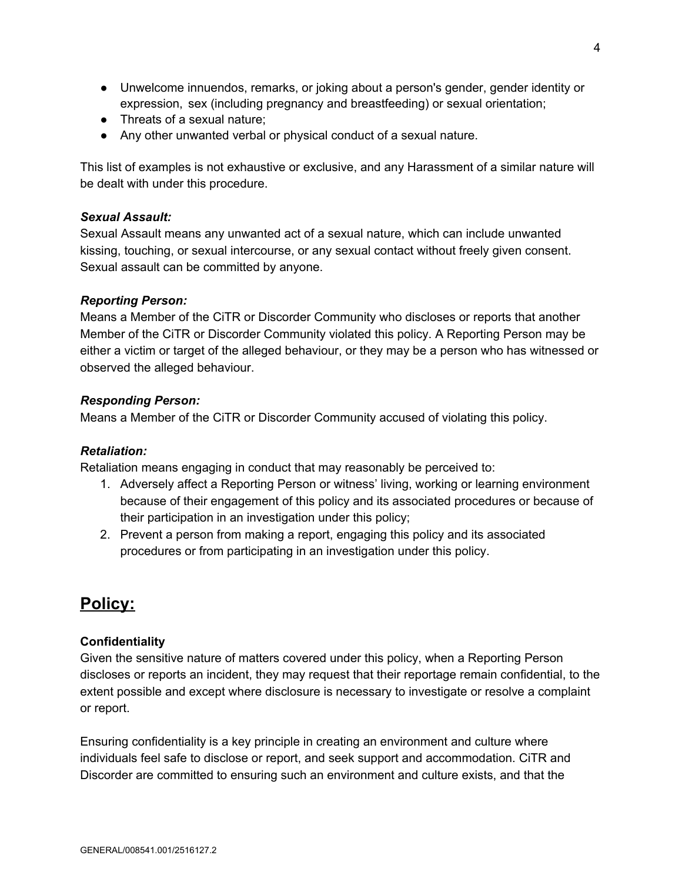- Unwelcome innuendos, remarks, or joking about a person's gender, gender identity or expression, sex (including pregnancy and breastfeeding) or sexual orientation;
- Threats of a sexual nature;
- Any other unwanted verbal or physical conduct of a sexual nature.

This list of examples is not exhaustive or exclusive, and any Harassment of a similar nature will be dealt with under this procedure.

***Sexual Assault:***
Sexual Assault means any unwanted act of a sexual nature, which can include unwanted kissing, touching, or sexual intercourse, or any sexual contact without freely given consent. Sexual assault can be committed by anyone.

***Reporting Person:***
Means a Member of the CiTR or Discorder Community who discloses or reports that another Member of the CiTR or Discorder Community violated this policy. A Reporting Person may be either a victim or target of the alleged behaviour, or they may be a person who has witnessed or observed the alleged behaviour.

***Responding Person:***
Means a Member of the CiTR or Discorder Community accused of violating this policy.

***Retaliation:***
Retaliation means engaging in conduct that may reasonably be perceived to:

1. Adversely affect a Reporting Person or witness' living, working or learning environment because of their engagement of this policy and its associated procedures or because of their participation in an investigation under this policy;
2. Prevent a person from making a report, engaging this policy and its associated procedures or from participating in an investigation under this policy.

## **Policy:**

**Confidentiality**
Given the sensitive nature of matters covered under this policy, when a Reporting Person discloses or reports an incident, they may request that their reportage remain confidential, to the extent possible and except where disclosure is necessary to investigate or resolve a complaint or report.

Ensuring confidentiality is a key principle in creating an environment and culture where individuals feel safe to disclose or report, and seek support and accommodation. CiTR and Discorder are committed to ensuring such an environment and culture exists, and that the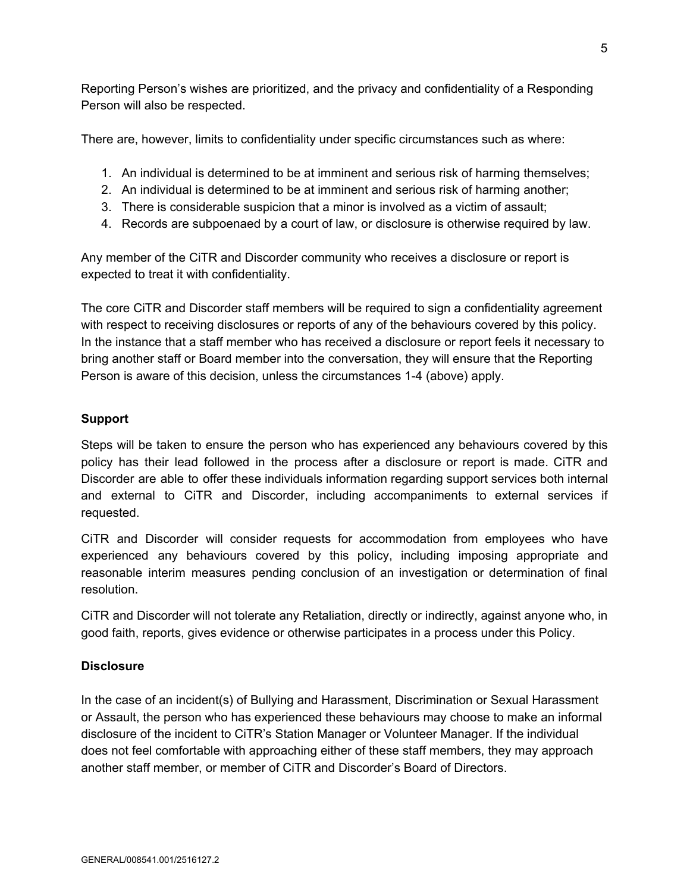Reporting Person's wishes are prioritized, and the privacy and confidentiality of a Responding Person will also be respected.

There are, however, limits to confidentiality under specific circumstances such as where:

1. An individual is determined to be at imminent and serious risk of harming themselves;
2. An individual is determined to be at imminent and serious risk of harming another;
3. There is considerable suspicion that a minor is involved as a victim of assault;
4. Records are subpoenaed by a court of law, or disclosure is otherwise required by law.

Any member of the CiTR and Discorder community who receives a disclosure or report is expected to treat it with confidentiality.

The core CiTR and Discorder staff members will be required to sign a confidentiality agreement with respect to receiving disclosures or reports of any of the behaviours covered by this policy. In the instance that a staff member who has received a disclosure or report feels it necessary to bring another staff or Board member into the conversation, they will ensure that the Reporting Person is aware of this decision, unless the circumstances 1-4 (above) apply.

**Support**

Steps will be taken to ensure the person who has experienced any behaviours covered by this policy has their lead followed in the process after a disclosure or report is made. CiTR and Discorder are able to offer these individuals information regarding support services both internal and external to CiTR and Discorder, including accompaniments to external services if requested.

CiTR and Discorder will consider requests for accommodation from employees who have experienced any behaviours covered by this policy, including imposing appropriate and reasonable interim measures pending conclusion of an investigation or determination of final resolution.

CiTR and Discorder will not tolerate any Retaliation, directly or indirectly, against anyone who, in good faith, reports, gives evidence or otherwise participates in a process under this Policy.

**Disclosure**

In the case of an incident(s) of Bullying and Harassment, Discrimination or Sexual Harassment or Assault, the person who has experienced these behaviours may choose to make an informal disclosure of the incident to CiTR's Station Manager or Volunteer Manager. If the individual does not feel comfortable with approaching either of these staff members, they may approach another staff member, or member of CiTR and Discorder's Board of Directors.

GENERAL/008541.001/2516127.2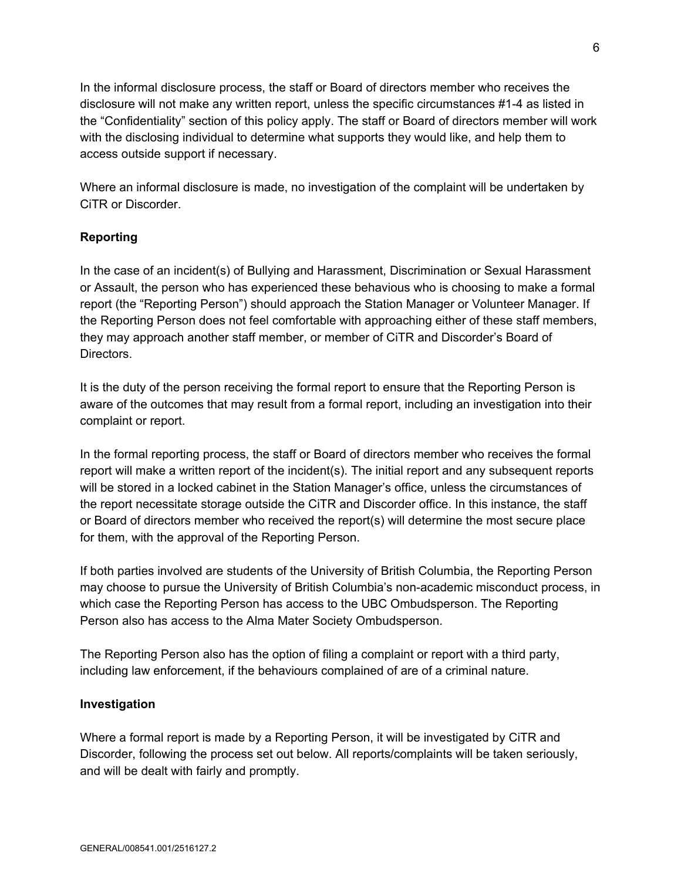In the informal disclosure process, the staff or Board of directors member who receives the disclosure will not make any written report, unless the specific circumstances #1-4 as listed in the "Confidentiality" section of this policy apply. The staff or Board of directors member will work with the disclosing individual to determine what supports they would like, and help them to access outside support if necessary.

Where an informal disclosure is made, no investigation of the complaint will be undertaken by CiTR or Discorder.

**Reporting**

In the case of an incident(s) of Bullying and Harassment, Discrimination or Sexual Harassment or Assault, the person who has experienced these behavious who is choosing to make a formal report (the "Reporting Person") should approach the Station Manager or Volunteer Manager. If the Reporting Person does not feel comfortable with approaching either of these staff members, they may approach another staff member, or member of CiTR and Discorder's Board of Directors.

It is the duty of the person receiving the formal report to ensure that the Reporting Person is aware of the outcomes that may result from a formal report, including an investigation into their complaint or report.

In the formal reporting process, the staff or Board of directors member who receives the formal report will make a written report of the incident(s). The initial report and any subsequent reports will be stored in a locked cabinet in the Station Manager's office, unless the circumstances of the report necessitate storage outside the CiTR and Discorder office. In this instance, the staff or Board of directors member who received the report(s) will determine the most secure place for them, with the approval of the Reporting Person.

If both parties involved are students of the University of British Columbia, the Reporting Person may choose to pursue the University of British Columbia's non-academic misconduct process, in which case the Reporting Person has access to the UBC Ombudsperson. The Reporting Person also has access to the Alma Mater Society Ombudsperson.

The Reporting Person also has the option of filing a complaint or report with a third party, including law enforcement, if the behaviours complained of are of a criminal nature.

**Investigation**

Where a formal report is made by a Reporting Person, it will be investigated by CiTR and Discorder, following the process set out below. All reports/complaints will be taken seriously, and will be dealt with fairly and promptly.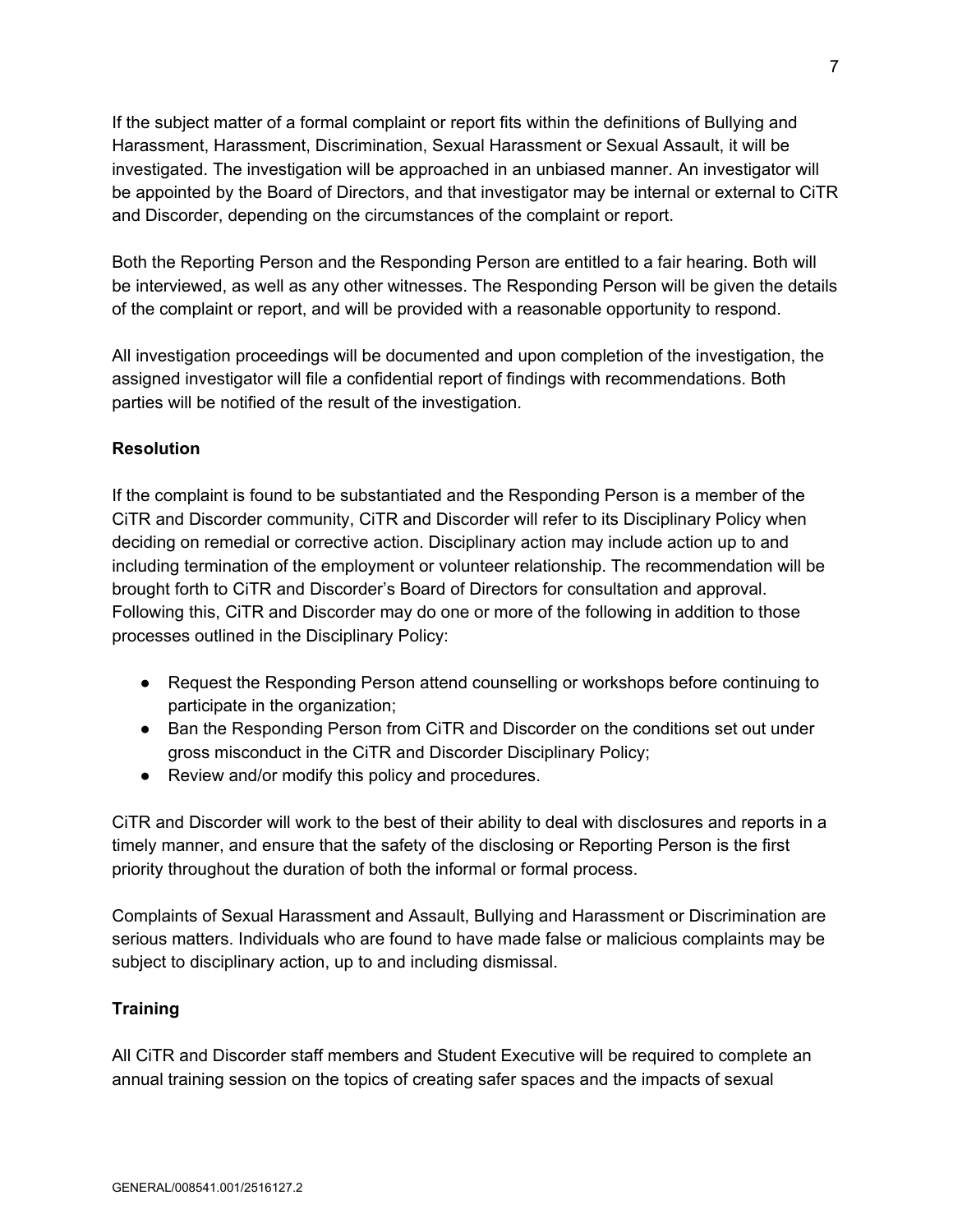If the subject matter of a formal complaint or report fits within the definitions of Bullying and Harassment, Harassment, Discrimination, Sexual Harassment or Sexual Assault, it will be investigated. The investigation will be approached in an unbiased manner. An investigator will be appointed by the Board of Directors, and that investigator may be internal or external to CiTR and Discorder, depending on the circumstances of the complaint or report.

Both the Reporting Person and the Responding Person are entitled to a fair hearing. Both will be interviewed, as well as any other witnesses. The Responding Person will be given the details of the complaint or report, and will be provided with a reasonable opportunity to respond.

All investigation proceedings will be documented and upon completion of the investigation, the assigned investigator will file a confidential report of findings with recommendations. Both parties will be notified of the result of the investigation.

**Resolution**

If the complaint is found to be substantiated and the Responding Person is a member of the CiTR and Discorder community, CiTR and Discorder will refer to its Disciplinary Policy when deciding on remedial or corrective action. Disciplinary action may include action up to and including termination of the employment or volunteer relationship. The recommendation will be brought forth to CiTR and Discorder's Board of Directors for consultation and approval. Following this, CiTR and Discorder may do one or more of the following in addition to those processes outlined in the Disciplinary Policy:

- Request the Responding Person attend counselling or workshops before continuing to participate in the organization;
- Ban the Responding Person from CiTR and Discorder on the conditions set out under gross misconduct in the CiTR and Discorder Disciplinary Policy;
- Review and/or modify this policy and procedures.

CiTR and Discorder will work to the best of their ability to deal with disclosures and reports in a timely manner, and ensure that the safety of the disclosing or Reporting Person is the first priority throughout the duration of both the informal or formal process.

Complaints of Sexual Harassment and Assault, Bullying and Harassment or Discrimination are serious matters. Individuals who are found to have made false or malicious complaints may be subject to disciplinary action, up to and including dismissal.

**Training**

All CiTR and Discorder staff members and Student Executive will be required to complete an annual training session on the topics of creating safer spaces and the impacts of sexual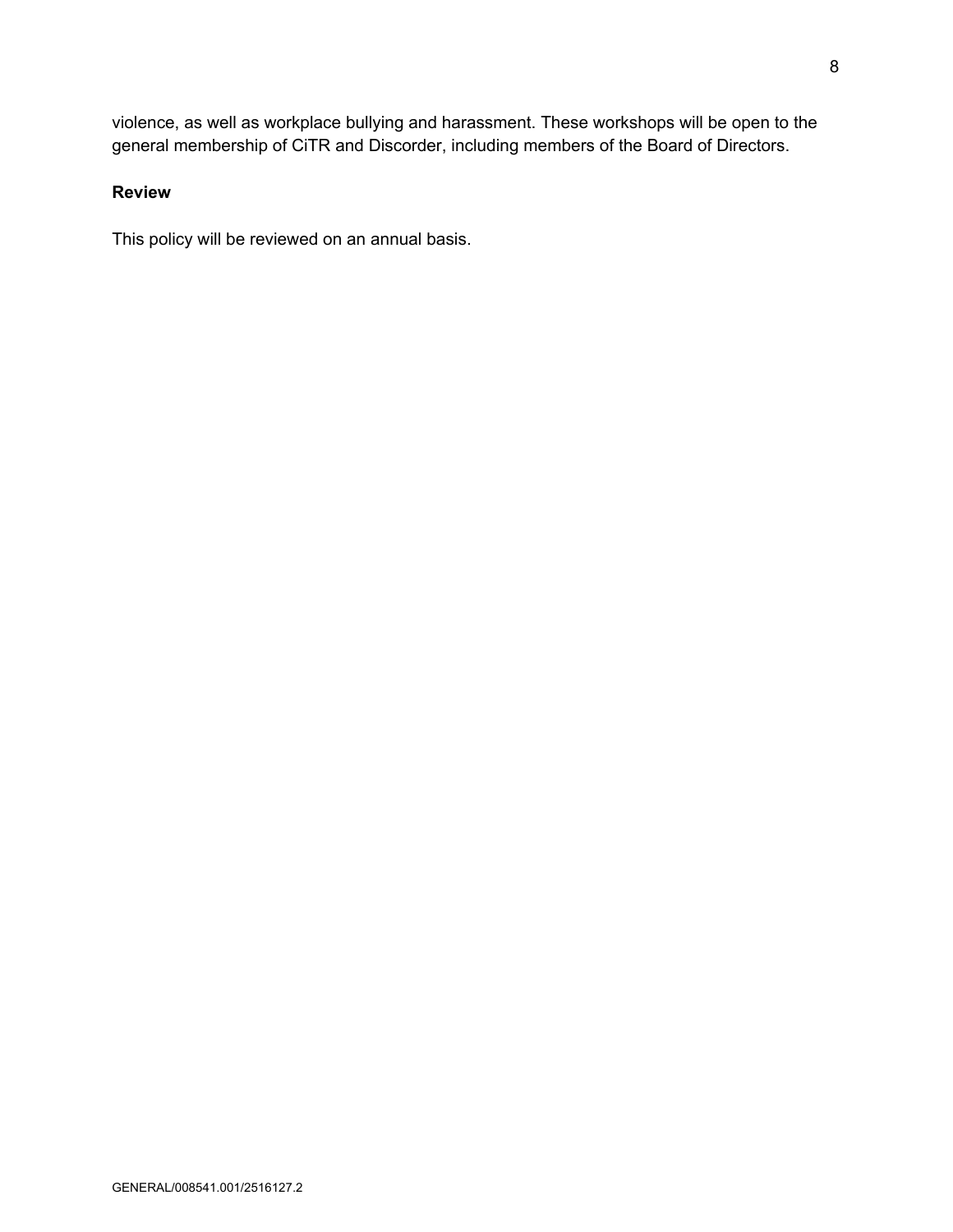violence, as well as workplace bullying and harassment. These workshops will be open to the general membership of CiTR and Discorder, including members of the Board of Directors.

**Review**

This policy will be reviewed on an annual basis.